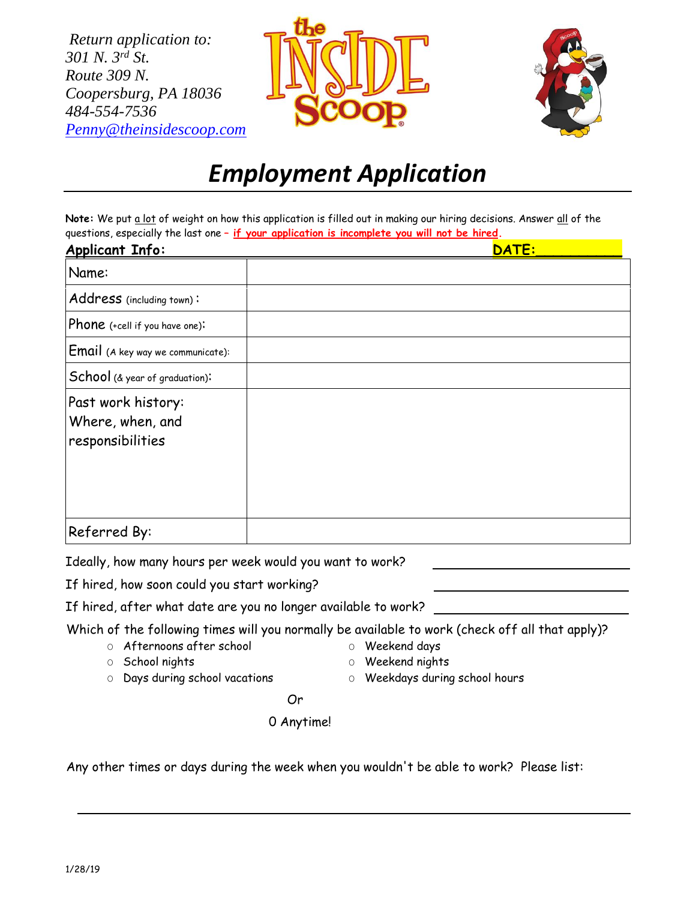*Return application to:*
*301 N. 3rd St.*
*Route 309 N.*
*Coopersburg, PA 18036*
*484-554-7536*
*Penny@theinsidescoop.com*

# *Employment Application*

**Note:** We put a lot of weight on how this application is filled out in making our hiring decisions. Answer all of the questions, especially the last one – **if your application is incomplete you will not be hired**.

**Applicant Info:** **DATE:__________**

| | |
|---|---|
| Name: | |
| Address (including town): | |
| Phone (+cell if you have one): | |
| Email (A key way we communicate): | |
| School (& year of graduation): | |
| Past work history: Where, when, and responsibilities | |
| Referred By: | |

Ideally, how many hours per week would you want to work? ____________________

If hired, how soon could you start working? ____________________

If hired, after what date are you no longer available to work? ____________________

Which of the following times will you normally be available to work (check off all that apply)?

- ○ Afternoons after school
- ○ School nights
- ○ Days during school vacations
- ○ Weekend days
- ○ Weekend nights
- ○ Weekdays during school hours

Or

O Anytime!

Any other times or days during the week when you wouldn't be able to work? Please list:

______________________________________________________________________

1/28/19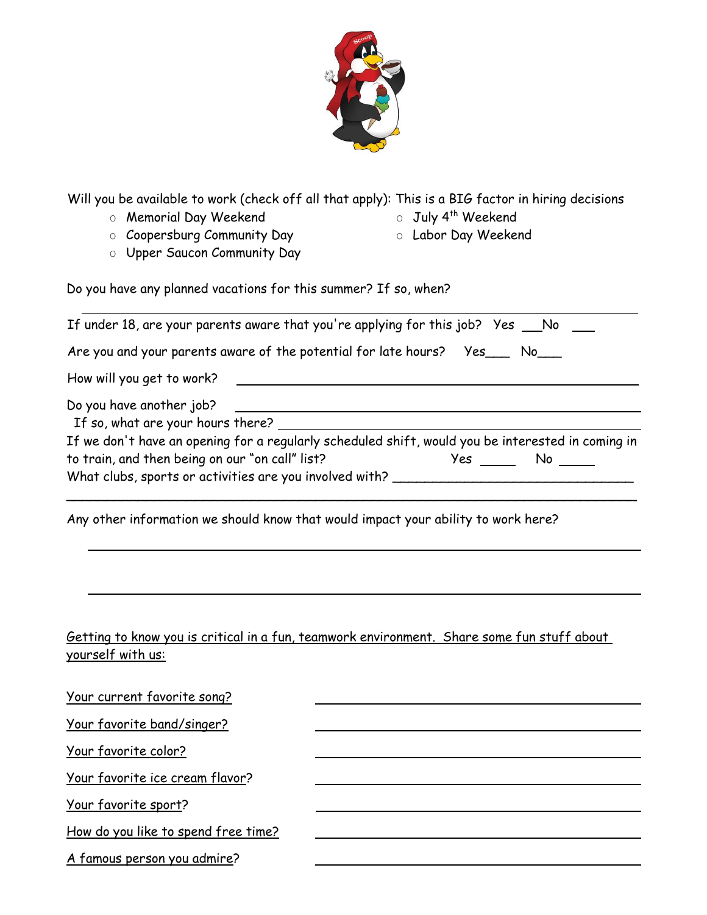Will you be available to work (check off all that apply): This is a BIG factor in hiring decisions

- ○ Memorial Day Weekend
- ○ Coopersburg Community Day
- ○ Upper Saucon Community Day
- ○ July 4th Weekend
- ○ Labor Day Weekend

Do you have any planned vacations for this summer? If so, when?

_______________________________________________

If under 18, are your parents aware that you're applying for this job? Yes ___No ___

Are you and your parents aware of the potential for late hours? Yes___ No___

How will you get to work? _______________________________________________

Do you have another job? _______________________________________________

If so, what are your hours there? _______________________________________________

If we don't have an opening for a regularly scheduled shift, would you be interested in coming in to train, and then being on our "on call" list? Yes _____ No _____

What clubs, sports or activities are you involved with? _______________________________

_______________________________________________

Any other information we should know that would impact your ability to work here?

_______________________________________________

_______________________________________________

Getting to know you is critical in a fun, teamwork environment. Share some fun stuff about yourself with us:

Your current favorite song? _______________________________________________

Your favorite band/singer? _______________________________________________

Your favorite color? _______________________________________________

Your favorite ice cream flavor? _______________________________________________

Your favorite sport? _______________________________________________

How do you like to spend free time? _______________________________________________

A famous person you admire? _______________________________________________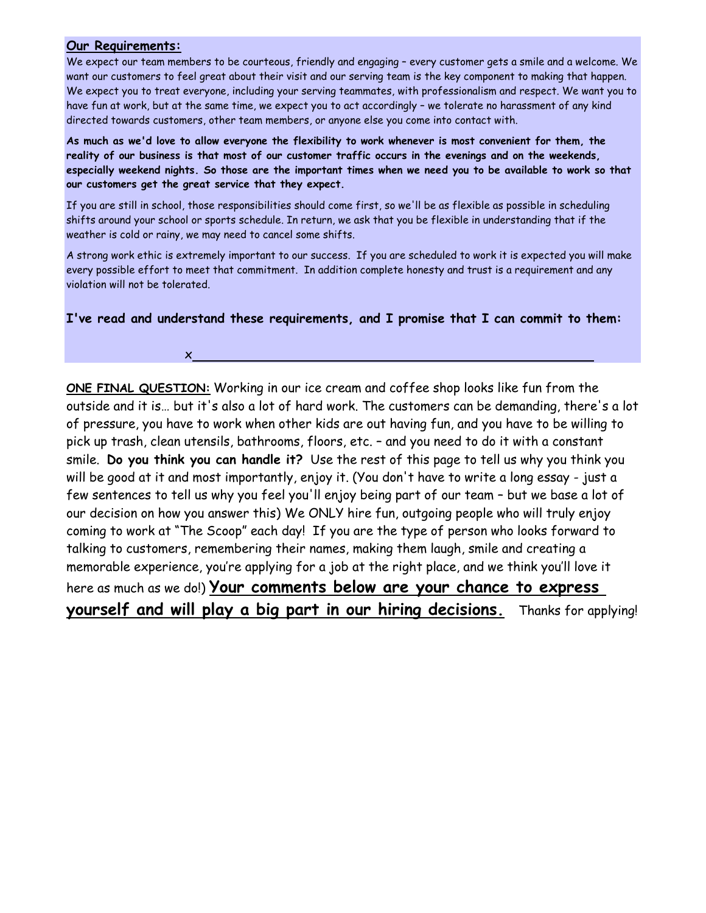**Our Requirements:**

We expect our team members to be courteous, friendly and engaging – every customer gets a smile and a welcome. We want our customers to feel great about their visit and our serving team is the key component to making that happen. We expect you to treat everyone, including your serving teammates, with professionalism and respect. We want you to have fun at work, but at the same time, we expect you to act accordingly – we tolerate no harassment of any kind directed towards customers, other team members, or anyone else you come into contact with.

**As much as we'd love to allow everyone the flexibility to work whenever is most convenient for them, the reality of our business is that most of our customer traffic occurs in the evenings and on the weekends, especially weekend nights. So those are the important times when we need you to be available to work so that our customers get the great service that they expect.**

If you are still in school, those responsibilities should come first, so we'll be as flexible as possible in scheduling shifts around your school or sports schedule. In return, we ask that you be flexible in understanding that if the weather is cold or rainy, we may need to cancel some shifts.

A strong work ethic is extremely important to our success. If you are scheduled to work it is expected you will make every possible effort to meet that commitment. In addition complete honesty and trust is a requirement and any violation will not be tolerated.

**I've read and understand these requirements, and I promise that I can commit to them:**

x________________________________________________________

**ONE FINAL QUESTION:** Working in our ice cream and coffee shop looks like fun from the outside and it is… but it's also a lot of hard work. The customers can be demanding, there's a lot of pressure, you have to work when other kids are out having fun, and you have to be willing to pick up trash, clean utensils, bathrooms, floors, etc. – and you need to do it with a constant smile. **Do you think you can handle it?** Use the rest of this page to tell us why you think you will be good at it and most importantly, enjoy it. (You don't have to write a long essay - just a few sentences to tell us why you feel you'll enjoy being part of our team – but we base a lot of our decision on how you answer this) We ONLY hire fun, outgoing people who will truly enjoy coming to work at "The Scoop" each day! If you are the type of person who looks forward to talking to customers, remembering their names, making them laugh, smile and creating a memorable experience, you're applying for a job at the right place, and we think you'll love it here as much as we do!) **Your comments below are your chance to express yourself and will play a big part in our hiring decisions.** Thanks for applying!